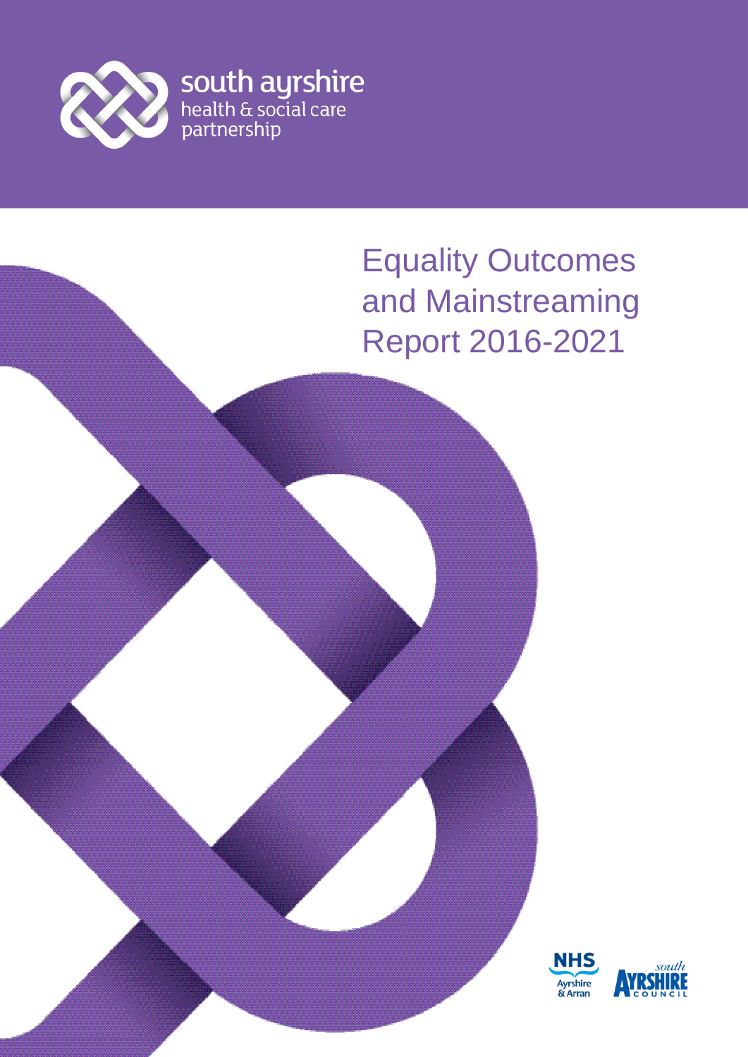south ayrshire
health & social care
partnership

# Equality Outcomes and Mainstreaming Report 2016-2021

NHS Ayrshire & Arran

south AYRSHIRE COUNCIL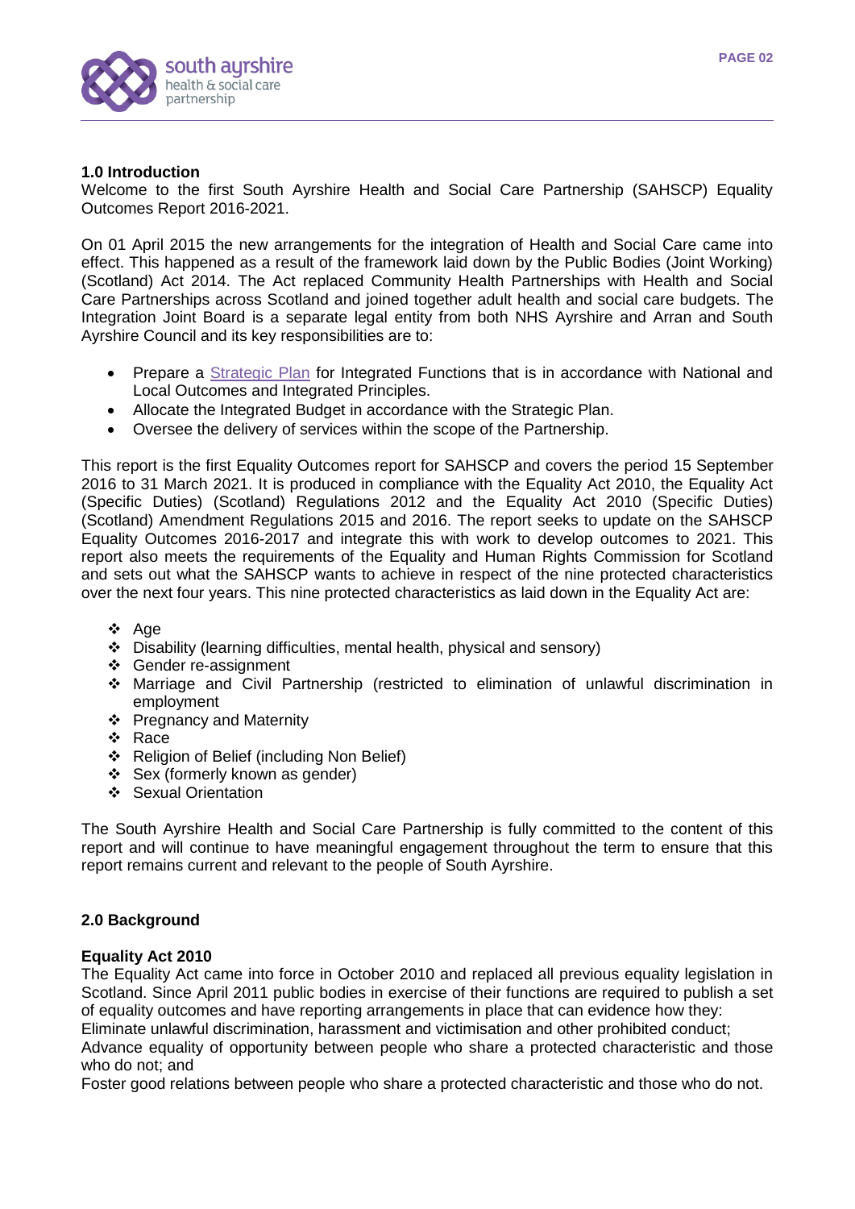## 1.0 Introduction

Welcome to the first South Ayrshire Health and Social Care Partnership (SAHSCP) Equality Outcomes Report 2016-2021.

On 01 April 2015 the new arrangements for the integration of Health and Social Care came into effect. This happened as a result of the framework laid down by the Public Bodies (Joint Working) (Scotland) Act 2014. The Act replaced Community Health Partnerships with Health and Social Care Partnerships across Scotland and joined together adult health and social care budgets. The Integration Joint Board is a separate legal entity from both NHS Ayrshire and Arran and South Ayrshire Council and its key responsibilities are to:

- Prepare a Strategic Plan for Integrated Functions that is in accordance with National and Local Outcomes and Integrated Principles.
- Allocate the Integrated Budget in accordance with the Strategic Plan.
- Oversee the delivery of services within the scope of the Partnership.

This report is the first Equality Outcomes report for SAHSCP and covers the period 15 September 2016 to 31 March 2021. It is produced in compliance with the Equality Act 2010, the Equality Act (Specific Duties) (Scotland) Regulations 2012 and the Equality Act 2010 (Specific Duties) (Scotland) Amendment Regulations 2015 and 2016. The report seeks to update on the SAHSCP Equality Outcomes 2016-2017 and integrate this with work to develop outcomes to 2021. This report also meets the requirements of the Equality and Human Rights Commission for Scotland and sets out what the SAHSCP wants to achieve in respect of the nine protected characteristics over the next four years. This nine protected characteristics as laid down in the Equality Act are:

- Age
- Disability (learning difficulties, mental health, physical and sensory)
- Gender re-assignment
- Marriage and Civil Partnership (restricted to elimination of unlawful discrimination in employment
- Pregnancy and Maternity
- Race
- Religion of Belief (including Non Belief)
- Sex (formerly known as gender)
- Sexual Orientation

The South Ayrshire Health and Social Care Partnership is fully committed to the content of this report and will continue to have meaningful engagement throughout the term to ensure that this report remains current and relevant to the people of South Ayrshire.

## 2.0 Background

### Equality Act 2010

The Equality Act came into force in October 2010 and replaced all previous equality legislation in Scotland. Since April 2011 public bodies in exercise of their functions are required to publish a set of equality outcomes and have reporting arrangements in place that can evidence how they:
Eliminate unlawful discrimination, harassment and victimisation and other prohibited conduct;
Advance equality of opportunity between people who share a protected characteristic and those who do not; and
Foster good relations between people who share a protected characteristic and those who do not.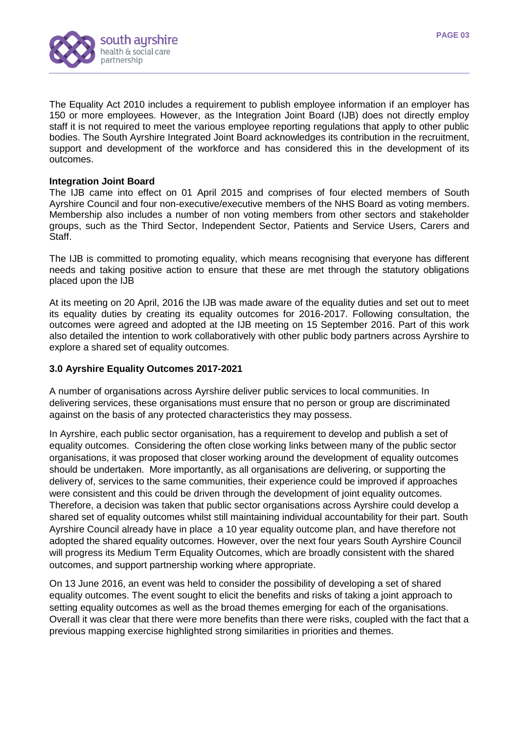The Equality Act 2010 includes a requirement to publish employee information if an employer has 150 or more employees. However, as the Integration Joint Board (IJB) does not directly employ staff it is not required to meet the various employee reporting regulations that apply to other public bodies. The South Ayrshire Integrated Joint Board acknowledges its contribution in the recruitment, support and development of the workforce and has considered this in the development of its outcomes.

**Integration Joint Board**
The IJB came into effect on 01 April 2015 and comprises of four elected members of South Ayrshire Council and four non-executive/executive members of the NHS Board as voting members. Membership also includes a number of non voting members from other sectors and stakeholder groups, such as the Third Sector, Independent Sector, Patients and Service Users, Carers and Staff.

The IJB is committed to promoting equality, which means recognising that everyone has different needs and taking positive action to ensure that these are met through the statutory obligations placed upon the IJB

At its meeting on 20 April, 2016 the IJB was made aware of the equality duties and set out to meet its equality duties by creating its equality outcomes for 2016-2017. Following consultation, the outcomes were agreed and adopted at the IJB meeting on 15 September 2016. Part of this work also detailed the intention to work collaboratively with other public body partners across Ayrshire to explore a shared set of equality outcomes.

### 3.0 Ayrshire Equality Outcomes 2017-2021

A number of organisations across Ayrshire deliver public services to local communities. In delivering services, these organisations must ensure that no person or group are discriminated against on the basis of any protected characteristics they may possess.

In Ayrshire, each public sector organisation, has a requirement to develop and publish a set of equality outcomes. Considering the often close working links between many of the public sector organisations, it was proposed that closer working around the development of equality outcomes should be undertaken. More importantly, as all organisations are delivering, or supporting the delivery of, services to the same communities, their experience could be improved if approaches were consistent and this could be driven through the development of joint equality outcomes. Therefore, a decision was taken that public sector organisations across Ayrshire could develop a shared set of equality outcomes whilst still maintaining individual accountability for their part. South Ayrshire Council already have in place a 10 year equality outcome plan, and have therefore not adopted the shared equality outcomes. However, over the next four years South Ayrshire Council will progress its Medium Term Equality Outcomes, which are broadly consistent with the shared outcomes, and support partnership working where appropriate.

On 13 June 2016, an event was held to consider the possibility of developing a set of shared equality outcomes. The event sought to elicit the benefits and risks of taking a joint approach to setting equality outcomes as well as the broad themes emerging for each of the organisations. Overall it was clear that there were more benefits than there were risks, coupled with the fact that a previous mapping exercise highlighted strong similarities in priorities and themes.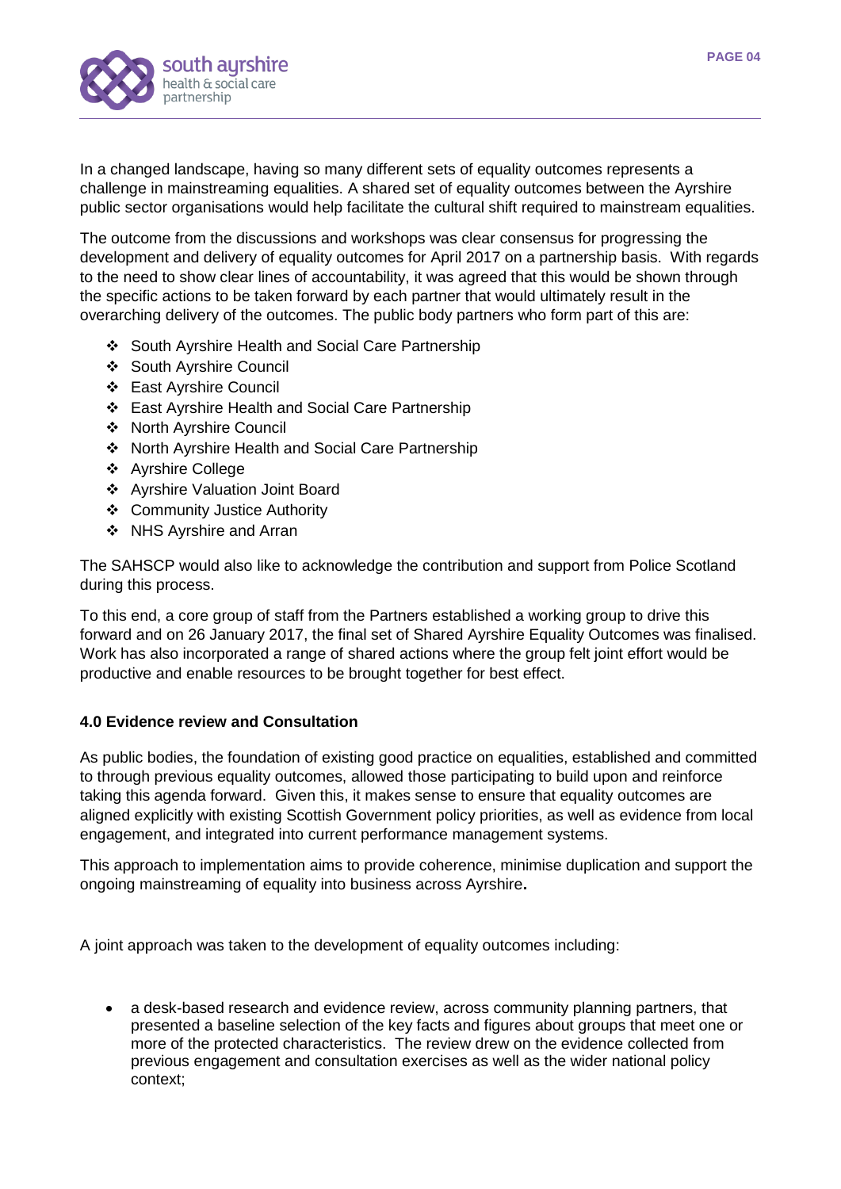In a changed landscape, having so many different sets of equality outcomes represents a challenge in mainstreaming equalities. A shared set of equality outcomes between the Ayrshire public sector organisations would help facilitate the cultural shift required to mainstream equalities.

The outcome from the discussions and workshops was clear consensus for progressing the development and delivery of equality outcomes for April 2017 on a partnership basis. With regards to the need to show clear lines of accountability, it was agreed that this would be shown through the specific actions to be taken forward by each partner that would ultimately result in the overarching delivery of the outcomes. The public body partners who form part of this are:

- South Ayrshire Health and Social Care Partnership
- South Ayrshire Council
- East Ayrshire Council
- East Ayrshire Health and Social Care Partnership
- North Ayrshire Council
- North Ayrshire Health and Social Care Partnership
- Ayrshire College
- Ayrshire Valuation Joint Board
- Community Justice Authority
- NHS Ayrshire and Arran

The SAHSCP would also like to acknowledge the contribution and support from Police Scotland during this process.

To this end, a core group of staff from the Partners established a working group to drive this forward and on 26 January 2017, the final set of Shared Ayrshire Equality Outcomes was finalised. Work has also incorporated a range of shared actions where the group felt joint effort would be productive and enable resources to be brought together for best effect.

**4.0 Evidence review and Consultation**

As public bodies, the foundation of existing good practice on equalities, established and committed to through previous equality outcomes, allowed those participating to build upon and reinforce taking this agenda forward. Given this, it makes sense to ensure that equality outcomes are aligned explicitly with existing Scottish Government policy priorities, as well as evidence from local engagement, and integrated into current performance management systems.

This approach to implementation aims to provide coherence, minimise duplication and support the ongoing mainstreaming of equality into business across Ayrshire**.**

A joint approach was taken to the development of equality outcomes including:

- a desk-based research and evidence review, across community planning partners, that presented a baseline selection of the key facts and figures about groups that meet one or more of the protected characteristics. The review drew on the evidence collected from previous engagement and consultation exercises as well as the wider national policy context;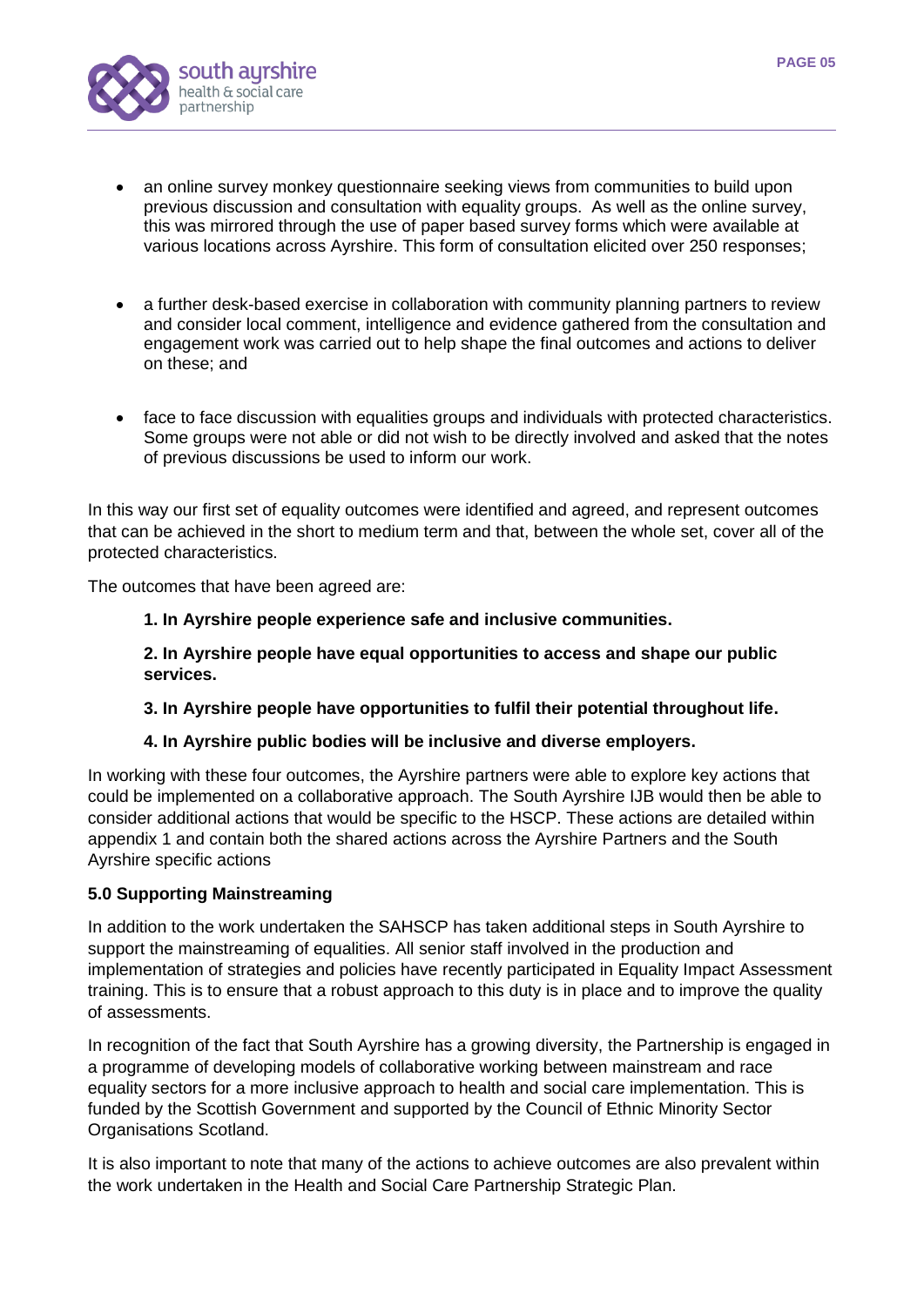- an online survey monkey questionnaire seeking views from communities to build upon previous discussion and consultation with equality groups. As well as the online survey, this was mirrored through the use of paper based survey forms which were available at various locations across Ayrshire. This form of consultation elicited over 250 responses;

- a further desk-based exercise in collaboration with community planning partners to review and consider local comment, intelligence and evidence gathered from the consultation and engagement work was carried out to help shape the final outcomes and actions to deliver on these; and

- face to face discussion with equalities groups and individuals with protected characteristics. Some groups were not able or did not wish to be directly involved and asked that the notes of previous discussions be used to inform our work.

In this way our first set of equality outcomes were identified and agreed, and represent outcomes that can be achieved in the short to medium term and that, between the whole set, cover all of the protected characteristics.

The outcomes that have been agreed are:

**1. In Ayrshire people experience safe and inclusive communities.**

**2. In Ayrshire people have equal opportunities to access and shape our public services.**

**3. In Ayrshire people have opportunities to fulfil their potential throughout life.**

**4. In Ayrshire public bodies will be inclusive and diverse employers.**

In working with these four outcomes, the Ayrshire partners were able to explore key actions that could be implemented on a collaborative approach. The South Ayrshire IJB would then be able to consider additional actions that would be specific to the HSCP. These actions are detailed within appendix 1 and contain both the shared actions across the Ayrshire Partners and the South Ayrshire specific actions

**5.0 Supporting Mainstreaming**

In addition to the work undertaken the SAHSCP has taken additional steps in South Ayrshire to support the mainstreaming of equalities. All senior staff involved in the production and implementation of strategies and policies have recently participated in Equality Impact Assessment training. This is to ensure that a robust approach to this duty is in place and to improve the quality of assessments.

In recognition of the fact that South Ayrshire has a growing diversity, the Partnership is engaged in a programme of developing models of collaborative working between mainstream and race equality sectors for a more inclusive approach to health and social care implementation. This is funded by the Scottish Government and supported by the Council of Ethnic Minority Sector Organisations Scotland.

It is also important to note that many of the actions to achieve outcomes are also prevalent within the work undertaken in the Health and Social Care Partnership Strategic Plan.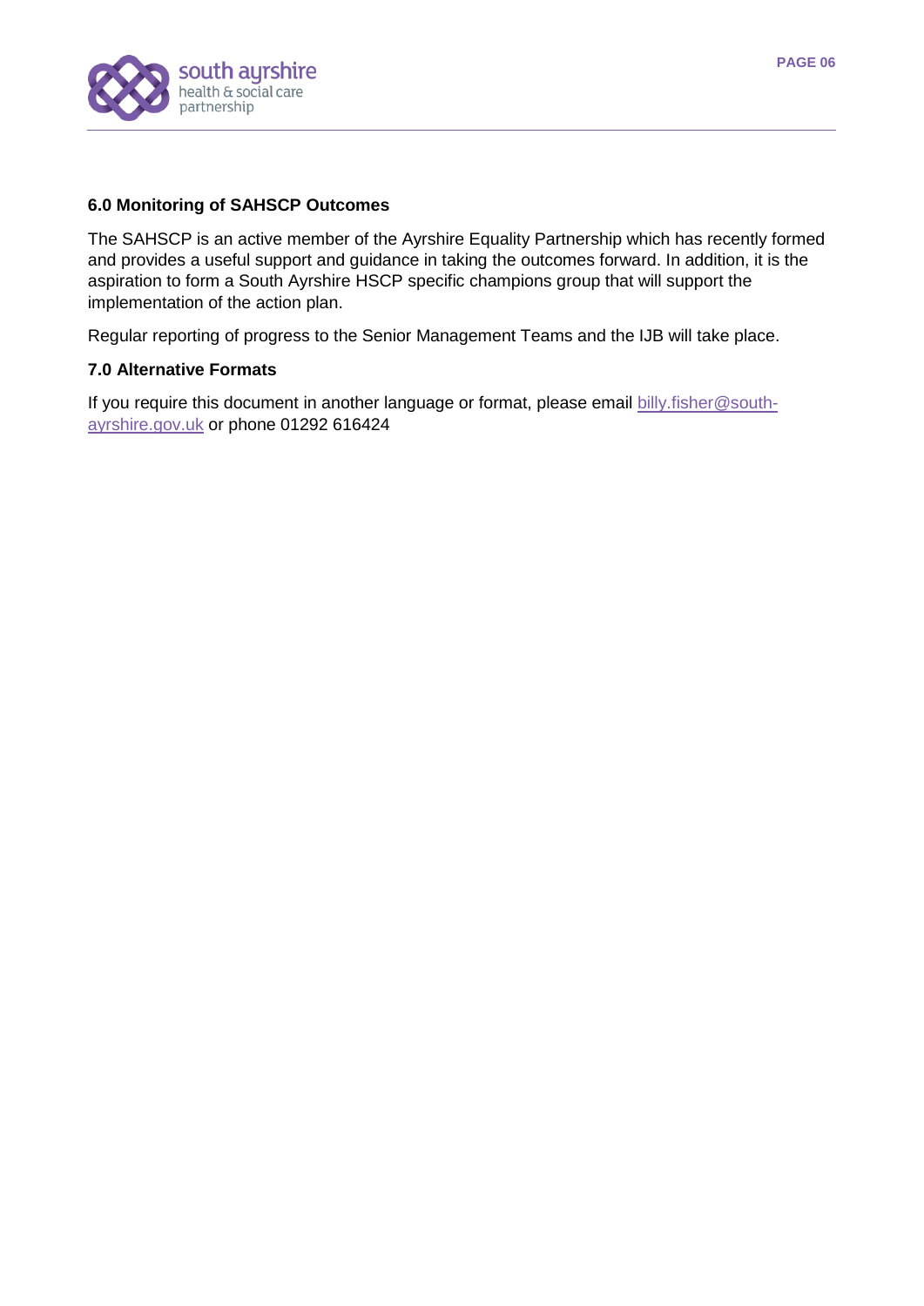## 6.0 Monitoring of SAHSCP Outcomes

The SAHSCP is an active member of the Ayrshire Equality Partnership which has recently formed and provides a useful support and guidance in taking the outcomes forward. In addition, it is the aspiration to form a South Ayrshire HSCP specific champions group that will support the implementation of the action plan.

Regular reporting of progress to the Senior Management Teams and the IJB will take place.

## 7.0 Alternative Formats

If you require this document in another language or format, please email billy.fisher@south-ayrshire.gov.uk or phone 01292 616424